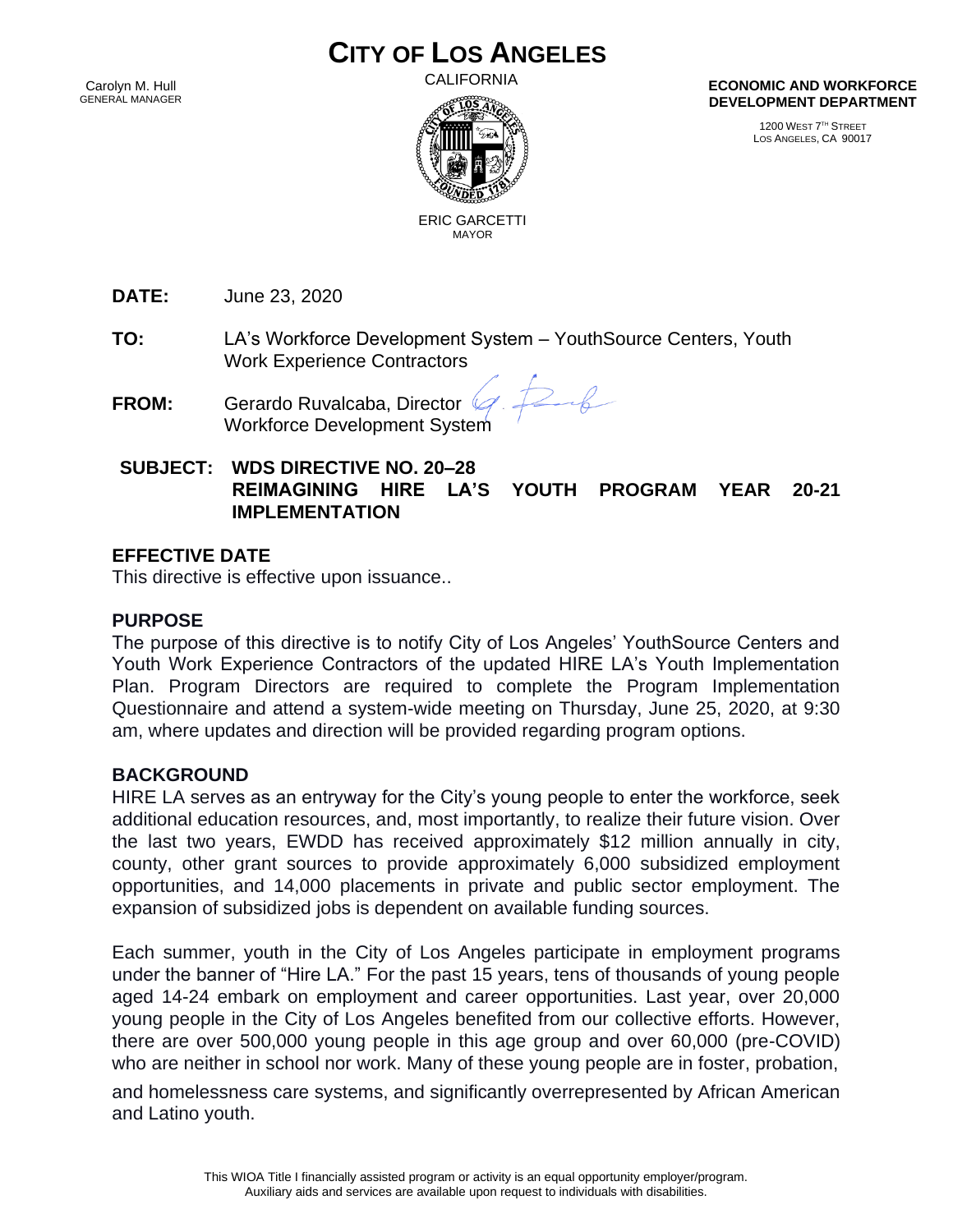# CITY OF LOS ANGELES

CALIFORNIA

Carolyn M. Hull
GENERAL MANAGER

ERIC GARCETTI
MAYOR

**ECONOMIC AND WORKFORCE DEVELOPMENT DEPARTMENT**

1200 WEST 7TH STREET
LOS ANGELES, CA 90017

**DATE:** June 23, 2020

**TO:** LA's Workforce Development System – YouthSource Centers, Youth Work Experience Contractors

**FROM:** Gerardo Ruvalcaba, Director
Workforce Development System

**SUBJECT: WDS DIRECTIVE NO. 20–28**
**REIMAGINING HIRE LA'S YOUTH PROGRAM YEAR 20-21 IMPLEMENTATION**

## EFFECTIVE DATE

This directive is effective upon issuance..

## PURPOSE

The purpose of this directive is to notify City of Los Angeles' YouthSource Centers and Youth Work Experience Contractors of the updated HIRE LA's Youth Implementation Plan. Program Directors are required to complete the Program Implementation Questionnaire and attend a system-wide meeting on Thursday, June 25, 2020, at 9:30 am, where updates and direction will be provided regarding program options.

## BACKGROUND

HIRE LA serves as an entryway for the City's young people to enter the workforce, seek additional education resources, and, most importantly, to realize their future vision. Over the last two years, EWDD has received approximately $12 million annually in city, county, other grant sources to provide approximately 6,000 subsidized employment opportunities, and 14,000 placements in private and public sector employment. The expansion of subsidized jobs is dependent on available funding sources.

Each summer, youth in the City of Los Angeles participate in employment programs under the banner of "Hire LA." For the past 15 years, tens of thousands of young people aged 14-24 embark on employment and career opportunities. Last year, over 20,000 young people in the City of Los Angeles benefited from our collective efforts. However, there are over 500,000 young people in this age group and over 60,000 (pre-COVID) who are neither in school nor work. Many of these young people are in foster, probation, and homelessness care systems, and significantly overrepresented by African American and Latino youth.

This WIOA Title I financially assisted program or activity is an equal opportunity employer/program.
Auxiliary aids and services are available upon request to individuals with disabilities.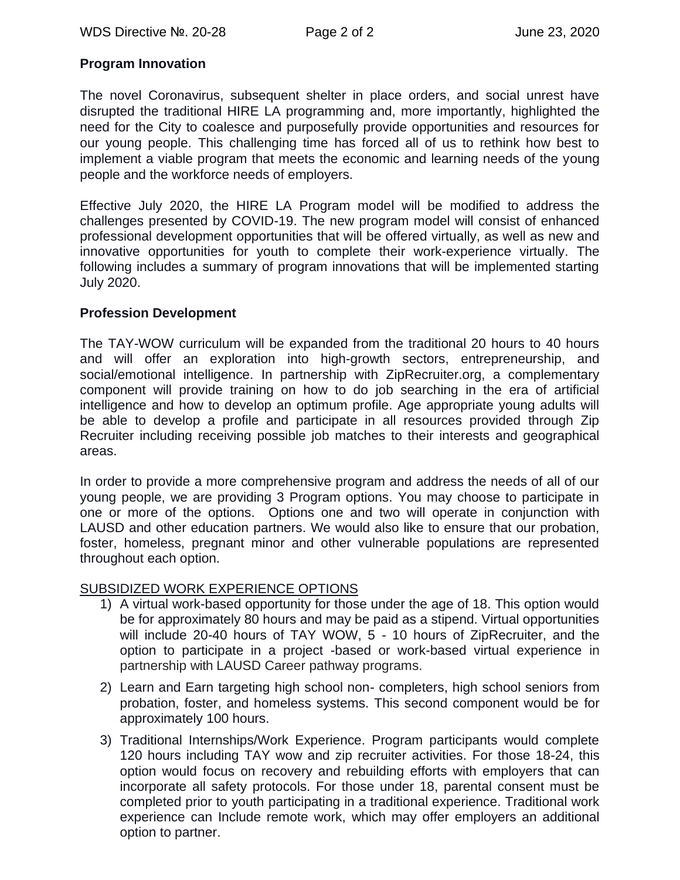**Program Innovation**

The novel Coronavirus, subsequent shelter in place orders, and social unrest have disrupted the traditional HIRE LA programming and, more importantly, highlighted the need for the City to coalesce and purposefully provide opportunities and resources for our young people. This challenging time has forced all of us to rethink how best to implement a viable program that meets the economic and learning needs of the young people and the workforce needs of employers.

Effective July 2020, the HIRE LA Program model will be modified to address the challenges presented by COVID-19. The new program model will consist of enhanced professional development opportunities that will be offered virtually, as well as new and innovative opportunities for youth to complete their work-experience virtually. The following includes a summary of program innovations that will be implemented starting July 2020.

**Profession Development**

The TAY-WOW curriculum will be expanded from the traditional 20 hours to 40 hours and will offer an exploration into high-growth sectors, entrepreneurship, and social/emotional intelligence. In partnership with ZipRecruiter.org, a complementary component will provide training on how to do job searching in the era of artificial intelligence and how to develop an optimum profile. Age appropriate young adults will be able to develop a profile and participate in all resources provided through Zip Recruiter including receiving possible job matches to their interests and geographical areas.

In order to provide a more comprehensive program and address the needs of all of our young people, we are providing 3 Program options. You may choose to participate in one or more of the options. Options one and two will operate in conjunction with LAUSD and other education partners. We would also like to ensure that our probation, foster, homeless, pregnant minor and other vulnerable populations are represented throughout each option.

<u>SUBSIDIZED WORK EXPERIENCE OPTIONS</u>

1) A virtual work-based opportunity for those under the age of 18. This option would be for approximately 80 hours and may be paid as a stipend. Virtual opportunities will include 20-40 hours of TAY WOW, 5 - 10 hours of ZipRecruiter, and the option to participate in a project -based or work-based virtual experience in partnership with LAUSD Career pathway programs.
2) Learn and Earn targeting high school non- completers, high school seniors from probation, foster, and homeless systems. This second component would be for approximately 100 hours.
3) Traditional Internships/Work Experience. Program participants would complete 120 hours including TAY wow and zip recruiter activities. For those 18-24, this option would focus on recovery and rebuilding efforts with employers that can incorporate all safety protocols. For those under 18, parental consent must be completed prior to youth participating in a traditional experience. Traditional work experience can Include remote work, which may offer employers an additional option to partner.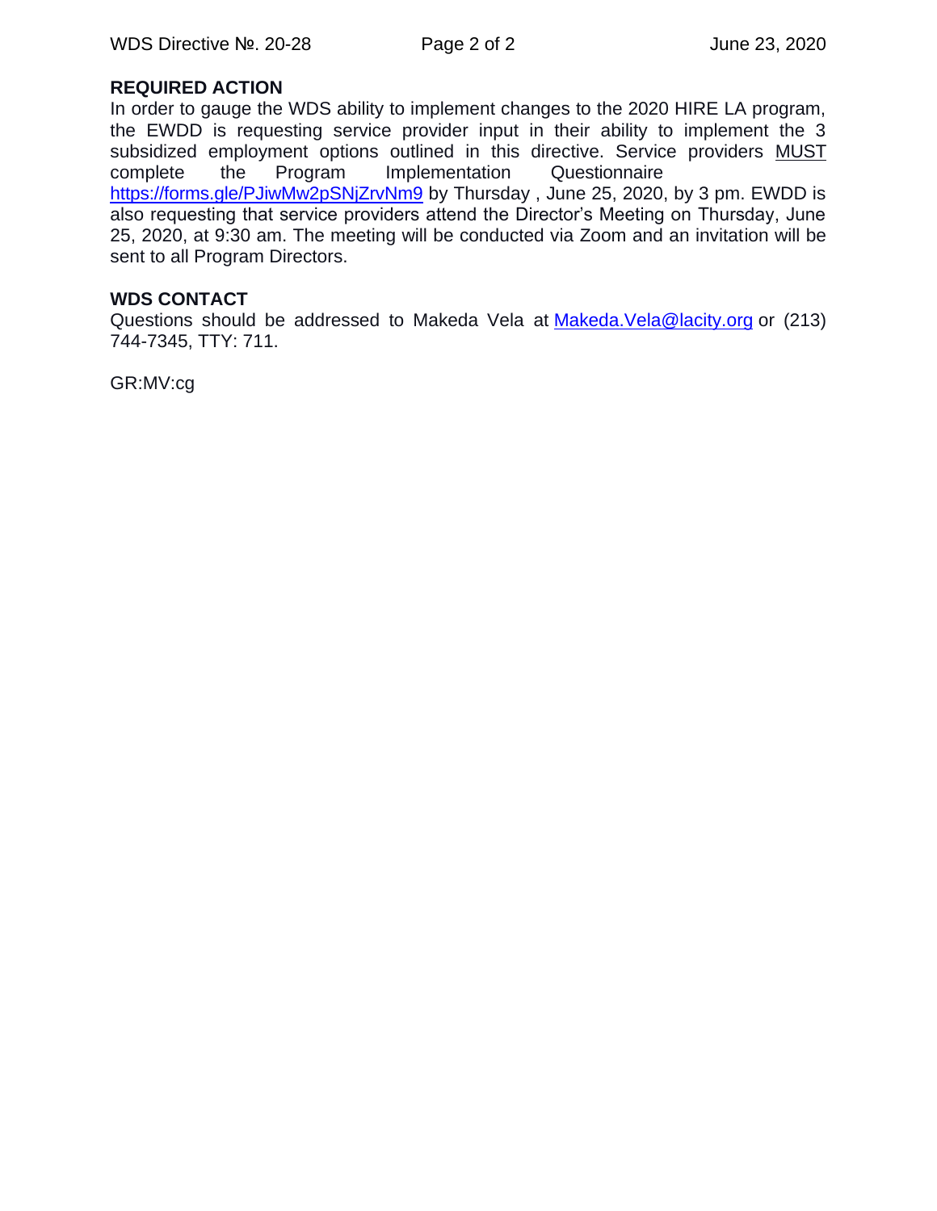**REQUIRED ACTION**

In order to gauge the WDS ability to implement changes to the 2020 HIRE LA program, the EWDD is requesting service provider input in their ability to implement the 3 subsidized employment options outlined in this directive. Service providers MUST complete the Program Implementation Questionnaire https://forms.gle/PJiwMw2pSNjZrvNm9 by Thursday , June 25, 2020, by 3 pm. EWDD is also requesting that service providers attend the Director's Meeting on Thursday, June 25, 2020, at 9:30 am. The meeting will be conducted via Zoom and an invitation will be sent to all Program Directors.

**WDS CONTACT**

Questions should be addressed to Makeda Vela at Makeda.Vela@lacity.org or (213) 744-7345, TTY: 711.

GR:MV:cg